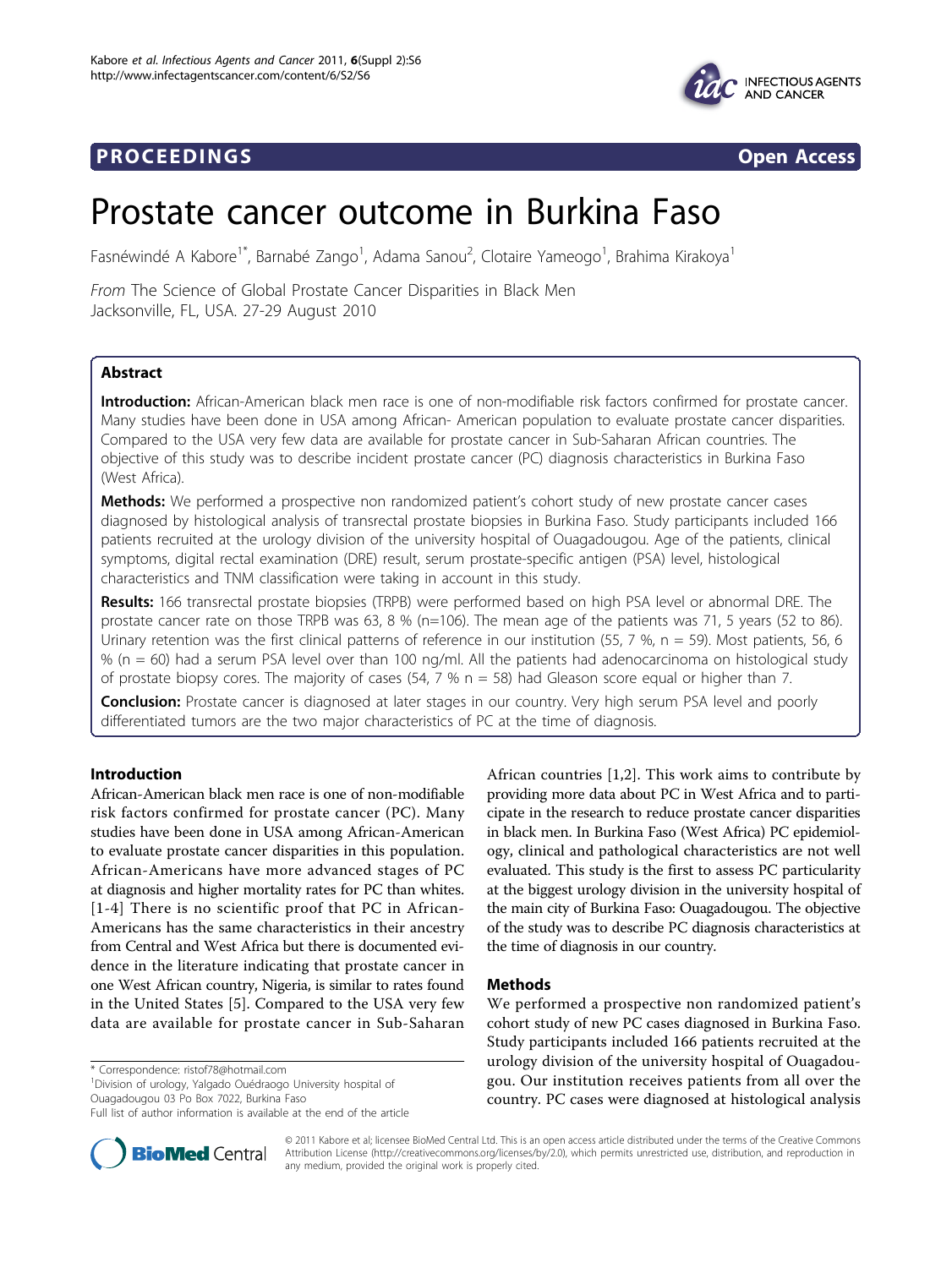**PROCEEDINGS** **Open Access**

# Prostate cancer outcome in Burkina Faso

Fasnéwindé A Kabore[1*], Barnabé Zango[1], Adama Sanou[2], Clotaire Yameogo[1], Brahima Kirakoya[1]

*From* The Science of Global Prostate Cancer Disparities in Black Men
Jacksonville, FL, USA. 27-29 August 2010

## Abstract

**Introduction:** African-American black men race is one of non-modifiable risk factors confirmed for prostate cancer. Many studies have been done in USA among African- American population to evaluate prostate cancer disparities. Compared to the USA very few data are available for prostate cancer in Sub-Saharan African countries. The objective of this study was to describe incident prostate cancer (PC) diagnosis characteristics in Burkina Faso (West Africa).

**Methods:** We performed a prospective non randomized patient's cohort study of new prostate cancer cases diagnosed by histological analysis of transrectal prostate biopsies in Burkina Faso. Study participants included 166 patients recruited at the urology division of the university hospital of Ouagadougou. Age of the patients, clinical symptoms, digital rectal examination (DRE) result, serum prostate-specific antigen (PSA) level, histological characteristics and TNM classification were taking in account in this study.

**Results:** 166 transrectal prostate biopsies (TRPB) were performed based on high PSA level or abnormal DRE. The prostate cancer rate on those TRPB was 63, 8 % (n=106). The mean age of the patients was 71, 5 years (52 to 86). Urinary retention was the first clinical patterns of reference in our institution (55, 7 %, n = 59). Most patients, 56, 6 % (n = 60) had a serum PSA level over than 100 ng/ml. All the patients had adenocarcinoma on histological study of prostate biopsy cores. The majority of cases (54, 7 % n = 58) had Gleason score equal or higher than 7.

**Conclusion:** Prostate cancer is diagnosed at later stages in our country. Very high serum PSA level and poorly differentiated tumors are the two major characteristics of PC at the time of diagnosis.

## Introduction

African-American black men race is one of non-modifiable risk factors confirmed for prostate cancer (PC). Many studies have been done in USA among African-American to evaluate prostate cancer disparities in this population. African-Americans have more advanced stages of PC at diagnosis and higher mortality rates for PC than whites. [1-4] There is no scientific proof that PC in African-Americans has the same characteristics in their ancestry from Central and West Africa but there is documented evidence in the literature indicating that prostate cancer in one West African country, Nigeria, is similar to rates found in the United States [5]. Compared to the USA very few data are available for prostate cancer in Sub-Saharan African countries [1,2]. This work aims to contribute by providing more data about PC in West Africa and to participate in the research to reduce prostate cancer disparities in black men. In Burkina Faso (West Africa) PC epidemiology, clinical and pathological characteristics are not well evaluated. This study is the first to assess PC particularity at the biggest urology division in the university hospital of the main city of Burkina Faso: Ouagadougou. The objective of the study was to describe PC diagnosis characteristics at the time of diagnosis in our country.

## Methods

We performed a prospective non randomized patient's cohort study of new PC cases diagnosed in Burkina Faso. Study participants included 166 patients recruited at the urology division of the university hospital of Ouagadougou. Our institution receives patients from all over the country. PC cases were diagnosed at histological analysis

\* Correspondence: ristof78@hotmail.com
[1]Division of urology, Yalgado Ouédraogo University hospital of Ouagadougou 03 Po Box 7022, Burkina Faso
Full list of author information is available at the end of the article

© 2011 Kabore et al; licensee BioMed Central Ltd. This is an open access article distributed under the terms of the Creative Commons Attribution License (http://creativecommons.org/licenses/by/2.0), which permits unrestricted use, distribution, and reproduction in any medium, provided the original work is properly cited.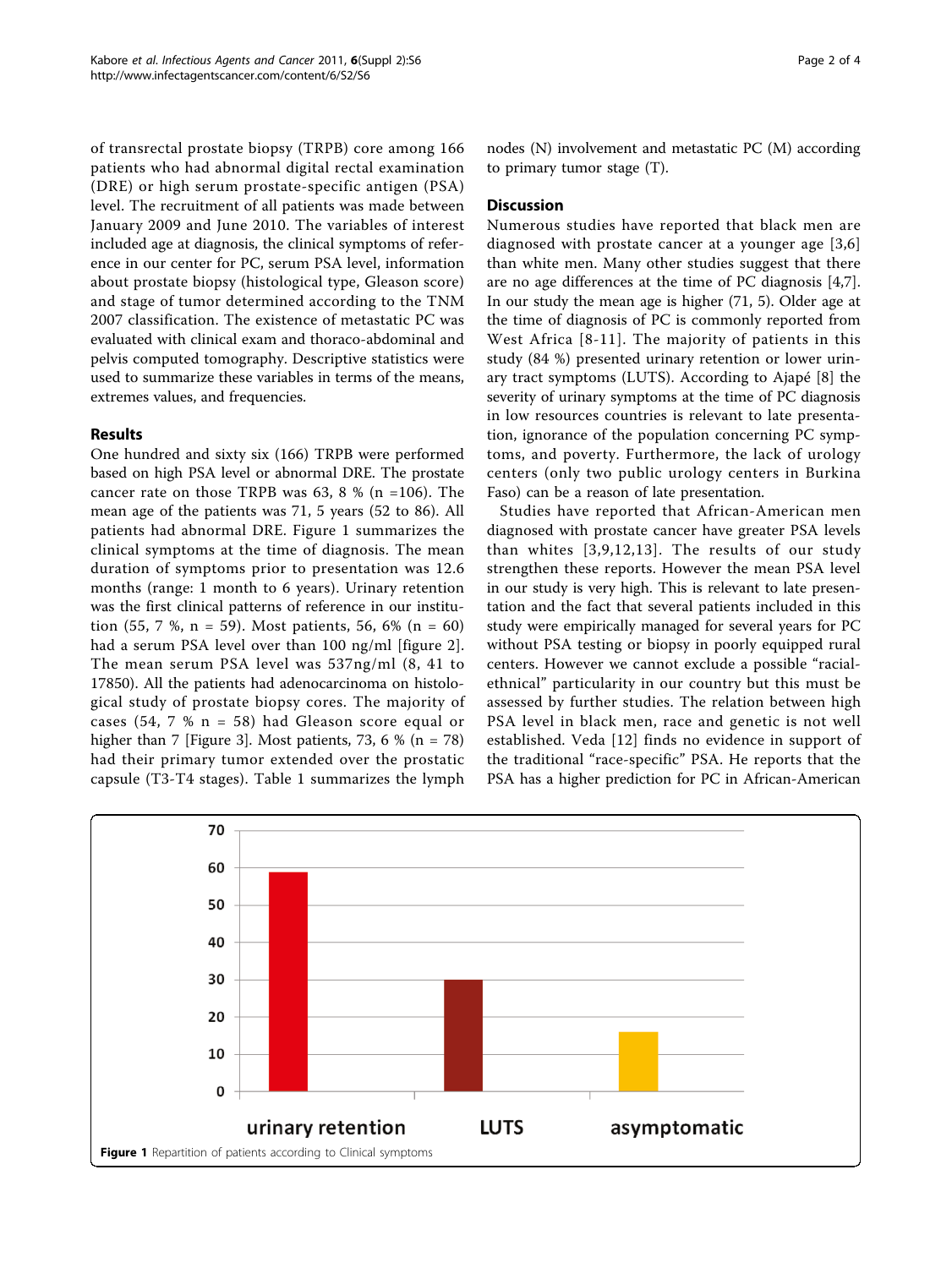of transrectal prostate biopsy (TRPB) core among 166 patients who had abnormal digital rectal examination (DRE) or high serum prostate-specific antigen (PSA) level. The recruitment of all patients was made between January 2009 and June 2010. The variables of interest included age at diagnosis, the clinical symptoms of reference in our center for PC, serum PSA level, information about prostate biopsy (histological type, Gleason score) and stage of tumor determined according to the TNM 2007 classification. The existence of metastatic PC was evaluated with clinical exam and thoraco-abdominal and pelvis computed tomography. Descriptive statistics were used to summarize these variables in terms of the means, extremes values, and frequencies.

## Results

One hundred and sixty six (166) TRPB were performed based on high PSA level or abnormal DRE. The prostate cancer rate on those TRPB was 63, 8 % (n =106). The mean age of the patients was 71, 5 years (52 to 86). All patients had abnormal DRE. Figure 1 summarizes the clinical symptoms at the time of diagnosis. The mean duration of symptoms prior to presentation was 12.6 months (range: 1 month to 6 years). Urinary retention was the first clinical patterns of reference in our institution (55, 7 %, n = 59). Most patients, 56, 6% (n = 60) had a serum PSA level over than 100 ng/ml [figure 2]. The mean serum PSA level was 537ng/ml (8, 41 to 17850). All the patients had adenocarcinoma on histological study of prostate biopsy cores. The majority of cases (54, 7 % n = 58) had Gleason score equal or higher than 7 [Figure 3]. Most patients, 73, 6 % (n = 78) had their primary tumor extended over the prostatic capsule (T3-T4 stages). Table 1 summarizes the lymph nodes (N) involvement and metastatic PC (M) according to primary tumor stage (T).

## Discussion

Numerous studies have reported that black men are diagnosed with prostate cancer at a younger age [3,6] than white men. Many other studies suggest that there are no age differences at the time of PC diagnosis [4,7]. In our study the mean age is higher (71, 5). Older age at the time of diagnosis of PC is commonly reported from West Africa [8-11]. The majority of patients in this study (84 %) presented urinary retention or lower urinary tract symptoms (LUTS). According to Ajapé [8] the severity of urinary symptoms at the time of PC diagnosis in low resources countries is relevant to late presentation, ignorance of the population concerning PC symptoms, and poverty. Furthermore, the lack of urology centers (only two public urology centers in Burkina Faso) can be a reason of late presentation.

Studies have reported that African-American men diagnosed with prostate cancer have greater PSA levels than whites [3,9,12,13]. The results of our study strengthen these reports. However the mean PSA level in our study is very high. This is relevant to late presentation and the fact that several patients included in this study were empirically managed for several years for PC without PSA testing or biopsy in poorly equipped rural centers. However we cannot exclude a possible "racial-ethnical" particularity in our country but this must be assessed by further studies. The relation between high PSA level in black men, race and genetic is not well established. Veda [12] finds no evidence in support of the traditional "race-specific" PSA. He reports that the PSA has a higher prediction for PC in African-American

**Figure 1** Repartition of patients according to Clinical symptoms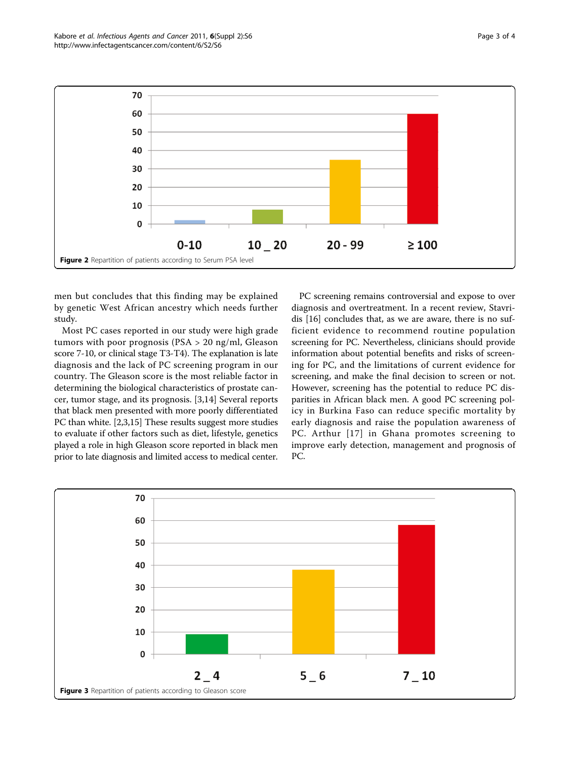Figure 2 Repartition of patients according to Serum PSA level

men but concludes that this finding may be explained by genetic West African ancestry which needs further study.

Most PC cases reported in our study were high grade tumors with poor prognosis (PSA > 20 ng/ml, Gleason score 7-10, or clinical stage T3-T4). The explanation is late diagnosis and the lack of PC screening program in our country. The Gleason score is the most reliable factor in determining the biological characteristics of prostate cancer, tumor stage, and its prognosis. [3,14] Several reports that black men presented with more poorly differentiated PC than white. [2,3,15] These results suggest more studies to evaluate if other factors such as diet, lifestyle, genetics played a role in high Gleason score reported in black men prior to late diagnosis and limited access to medical center.

PC screening remains controversial and expose to over diagnosis and overtreatment. In a recent review, Stavridis [16] concludes that, as we are aware, there is no sufficient evidence to recommend routine population screening for PC. Nevertheless, clinicians should provide information about potential benefits and risks of screening for PC, and the limitations of current evidence for screening, and make the final decision to screen or not. However, screening has the potential to reduce PC disparities in African black men. A good PC screening policy in Burkina Faso can reduce specific mortality by early diagnosis and raise the population awareness of PC. Arthur [17] in Ghana promotes screening to improve early detection, management and prognosis of PC.

Figure 3 Repartition of patients according to Gleason score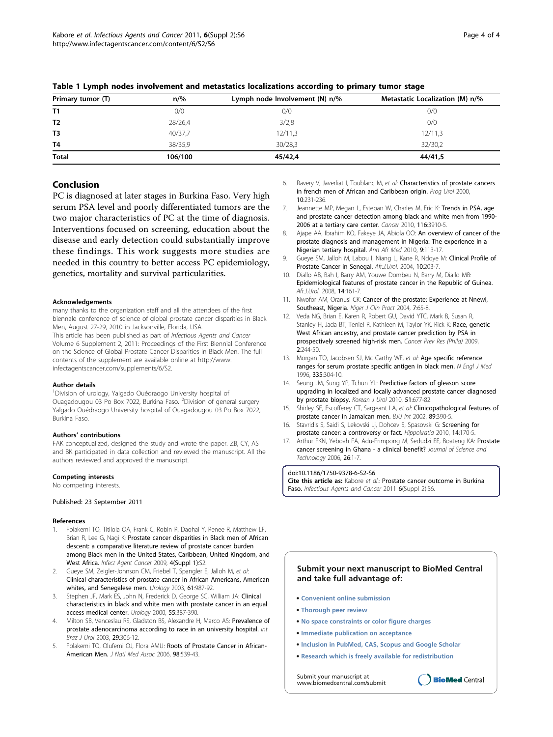**Table 1 Lymph nodes involvement and metastatics localizations according to primary tumor stage**

| Primary tumor (T) | n/% | Lymph node Involvement (N) n/% | Metastatic Localization (M) n/% |
|---|---|---|---|
| T1 | 0/0 | 0/0 | 0/0 |
| T2 | 28/26,4 | 3/2,8 | 0/0 |
| T3 | 40/37,7 | 12/11,3 | 12/11,3 |
| T4 | 38/35,9 | 30/28,3 | 32/30,2 |
| **Total** | **106/100** | **45/42,4** | **44/41,5** |

## Conclusion

PC is diagnosed at later stages in Burkina Faso. Very high serum PSA level and poorly differentiated tumors are the two major characteristics of PC at the time of diagnosis. Interventions focused on screening, education about the disease and early detection could substantially improve these findings. This work suggests more studies are needed in this country to better access PC epidemiology, genetics, mortality and survival particularities.

#### Acknowledgements

many thanks to the organization staff and all the attendees of the first biennale conference of science of global prostate cancer disparities in Black Men, August 27-29, 2010 in Jacksonville, Florida, USA.

This article has been published as part of *Infectious Agents and Cancer* Volume 6 Supplement 2, 2011: Proceedings of the First Biennial Conference on the Science of Global Prostate Cancer Disparities in Black Men. The full contents of the supplement are available online at http://www.infectagentscancer.com/supplements/6/S2.

#### Author details

[1]Division of urology, Yalgado Ouédraogo University hospital of Ouagadougou 03 Po Box 7022, Burkina Faso. [2]Division of general surgery Yalgado Ouédraogo University hospital of Ouagadougou 03 Po Box 7022, Burkina Faso.

#### Authors' contributions

FAK conceptualized, designed the study and wrote the paper. ZB, CY, AS and BK participated in data collection and reviewed the manuscript. All the authors reviewed and approved the manuscript.

#### Competing interests

No competing interests.

Published: 23 September 2011

#### References

1. Folakemi TO, Titilola OA, Frank C, Robin R, Daohai Y, Renee R, Matthew LF, Brian R, Lee G, Nagi K: **Prostate cancer disparities in Black men of African descent: a comparative literature review of prostate cancer burden among Black men in the United States, Caribbean, United Kingdom, and West Africa.** *Infect Agent Cancer* 2009, **4(Suppl 1)**:S2.
2. Gueye SM, Zeigler-Johnson CM, Friebel T, Spangler E, Jalloh M, *et al*: **Clinical characteristics of prostate cancer in African Americans, American whites, and Senegalese men.** *Urology* 2003, **61**:987-92.
3. Stephen JF, Mark ES, John N, Frederick D, George SC, William JA: **Clinical characteristics in black and white men with prostate cancer in an equal access medical center.** *Urology* 2000, **55**:387-390.
4. Milton SB, Venceslau RS, Gladston BS, Alexandre H, Marco AS: **Prevalence of prostate adenocarcinoma according to race in an university hospital.** *Int Braz J Urol* 2003, **29**:306-12.
5. Folakemi TO, Olufemi OJ, Flora AMU: **Roots of Prostate Cancer in African-American Men.** *J Natl Med Assoc* 2006, **98**:539-43.
6. Ravery V, Javerliat I, Toublanc M, *et al*: **Characteristics of prostate cancers in french men of African and Caribbean origin.** *Prog Urol* 2000, **10**:231-236.
7. Jeannette MP, Megan L, Esteban W, Charles M, Eric K: **Trends in PSA, age and prostate cancer detection among black and white men from 1990-2006 at a tertiary care center.** *Cancer* 2010, **116**:3910-5.
8. Ajape AA, Ibrahim KO, Fakeye JA, Abiola OO: **An overview of cancer of the prostate diagnosis and management in Nigeria: The experience in a Nigerian tertiary hospital.** *Ann Afr Med* 2010, **9**:113-17.
9. Gueye SM, Jalloh M, Labou I, Niang L, Kane R, Ndoye M: **Clinical Profile of Prostate Cancer in Senegal.** *Afr.J.Urol.* 2004, **10**:203-7.
10. Diallo AB, Bah I, Barry AM, Youwe Dombeu N, Barry M, Diallo MB: **Epidemiological features of prostate cancer in the Republic of Guinea.** *Afr.J.Urol.* 2008, **14**:161-7.
11. Nwofor AM, Oranusi CK: **Cancer of the prostate: Experience at Nnewi, Southeast, Nigeria.** *Niger J Clin Pract* 2004, **7**:65-8.
12. Veda NG, Brian E, Karen R, Robert GU, David YTC, Mark B, Susan R, Stanley H, Jada BT, Teniel R, Kathleen M, Taylor YK, Rick K: **Race, genetic West African ancestry, and prostate cancer prediction by PSA in prospectively screened high-risk men.** *Cancer Prev Res (Phila)* 2009, **2**:244-50.
13. Morgan TO, Jacobsen SJ, Mc Carthy WF, *et al*: **Age specific reference ranges for serum prostate specific antigen in black men.** *N Engl J Med* 1996, **335**:304-10.
14. Seung JM, Sung YP, Tchun YL: **Predictive factors of gleason score upgrading in localized and locally advanced prostate cancer diagnosed by prostate biopsy.** *Korean J Urol* 2010, **51**:677-82.
15. Shirley SE, Escofferey CT, Sargeant LA, *et al*: **Clinicopathological features of prostate cancer in Jamaican men.** *BJU Int* 2002, **89**:390-5.
16. Stavridis S, Saidi S, Lekovski Lj, Dohcev S, Spasovski G: **Screening for prostate cancer: a controversy or fact.** *Hippokratia* 2010, **14**:170-5.
17. Arthur FKN, Yeboah FA, Adu-Frimpong M, Sedudzi EE, Boateng KA: **Prostate cancer screening in Ghana - a clinical benefit?** *Journal of Science and Technology* 2006, **26**:1-7.

doi:10.1186/1750-9378-6-S2-S6

**Cite this article as:** Kabore *et al.*: Prostate cancer outcome in Burkina Faso. *Infectious Agents and Cancer* 2011 **6**(Suppl 2):S6.

**Submit your next manuscript to BioMed Central and take full advantage of:**

- **Convenient online submission**
- **Thorough peer review**
- **No space constraints or color figure charges**
- **Immediate publication on acceptance**
- **Inclusion in PubMed, CAS, Scopus and Google Scholar**
- **Research which is freely available for redistribution**

Submit your manuscript at www.biomedcentral.com/submit

BioMed Central